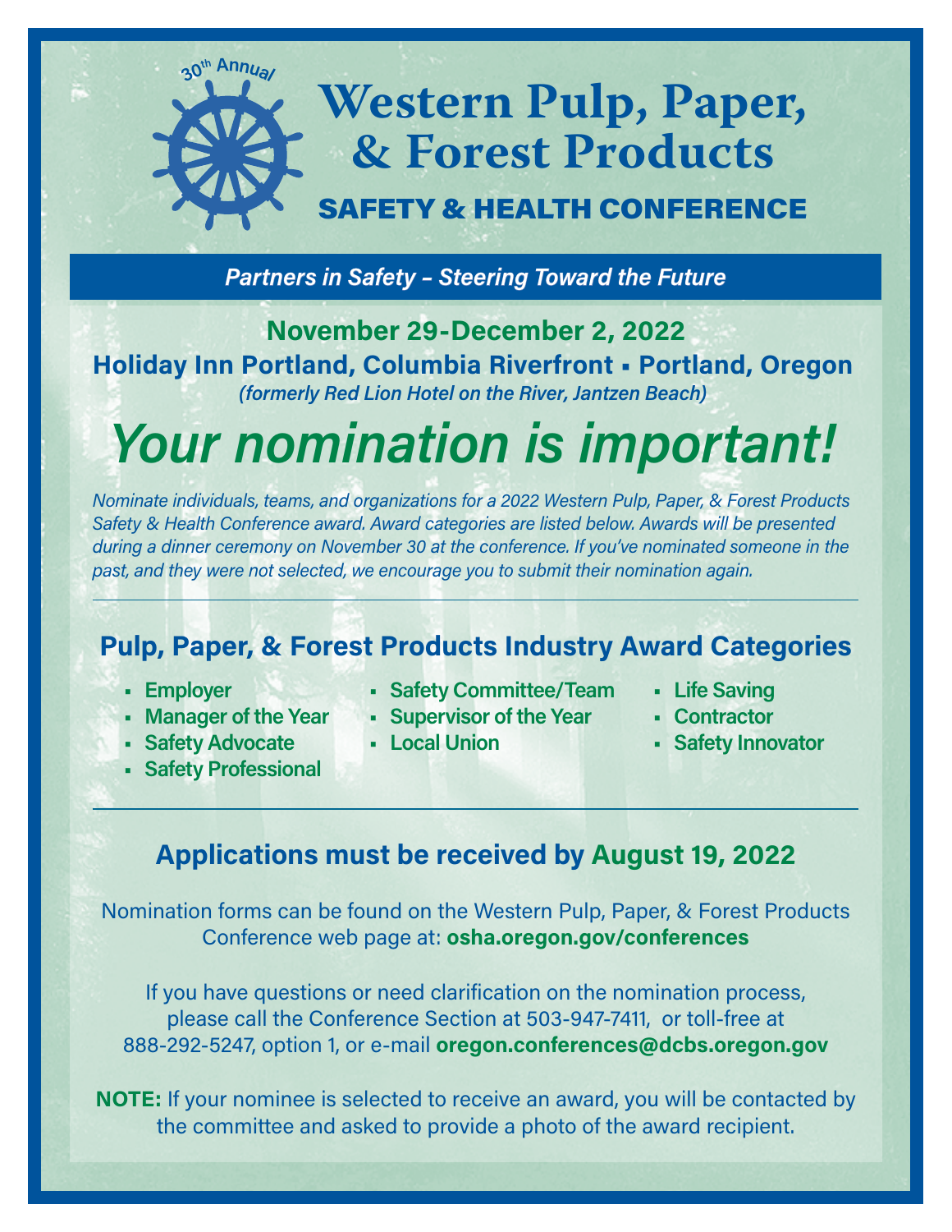30th Annual

# Western Pulp, Paper, & Forest Products

## SAFETY & HEALTH CONFERENCE

***Partners in Safety – Steering Toward the Future***

**November 29-December 2, 2022**

**Holiday Inn Portland, Columbia Riverfront ▪ Portland, Oregon**

***(formerly Red Lion Hotel on the River, Jantzen Beach)***

# *Your nomination is important!*

*Nominate individuals, teams, and organizations for a 2022 Western Pulp, Paper, & Forest Products Safety & Health Conference award. Award categories are listed below. Awards will be presented during a dinner ceremony on November 30 at the conference. If you've nominated someone in the past, and they were not selected, we encourage you to submit their nomination again.*

---

## Pulp, Paper, & Forest Products Industry Award Categories

- **Employer**
- **Manager of the Year**
- **Safety Advocate**
- **Safety Professional**
- **Safety Committee/Team**
- **Supervisor of the Year**
- **Local Union**
- **Life Saving**
- **Contractor**
- **Safety Innovator**

---

## Applications must be received by August 19, 2022

Nomination forms can be found on the Western Pulp, Paper, & Forest Products Conference web page at: **osha.oregon.gov/conferences**

If you have questions or need clarification on the nomination process, please call the Conference Section at 503-947-7411, or toll-free at 888-292-5247, option 1, or e-mail **oregon.conferences@dcbs.oregon.gov**

**NOTE:** If your nominee is selected to receive an award, you will be contacted by the committee and asked to provide a photo of the award recipient.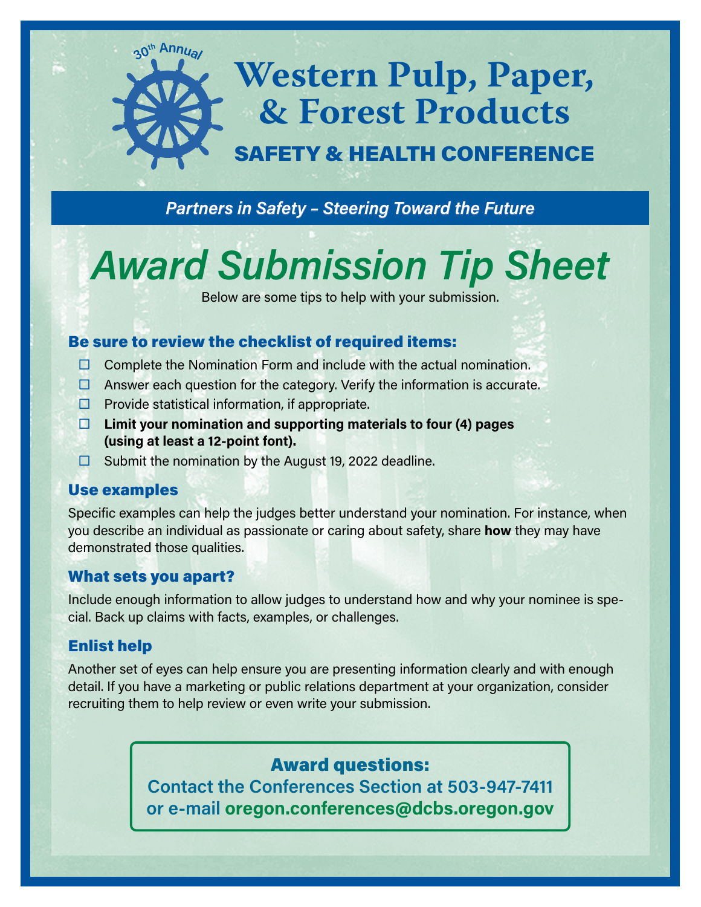30th Annual

# Western Pulp, Paper, & Forest Products

## SAFETY & HEALTH CONFERENCE

***Partners in Safety – Steering Toward the Future***

# *Award Submission Tip Sheet*

Below are some tips to help with your submission.

### Be sure to review the checklist of required items:

- ☐ Complete the Nomination Form and include with the actual nomination.
- ☐ Answer each question for the category. Verify the information is accurate.
- ☐ Provide statistical information, if appropriate.
- ☐ **Limit your nomination and supporting materials to four (4) pages (using at least a 12-point font).**
- ☐ Submit the nomination by the August 19, 2022 deadline.

### Use examples

Specific examples can help the judges better understand your nomination. For instance, when you describe an individual as passionate or caring about safety, share **how** they may have demonstrated those qualities.

### What sets you apart?

Include enough information to allow judges to understand how and why your nominee is special. Back up claims with facts, examples, or challenges.

### Enlist help

Another set of eyes can help ensure you are presenting information clearly and with enough detail. If you have a marketing or public relations department at your organization, consider recruiting them to help review or even write your submission.

**Award questions:**
**Contact the Conferences Section at 503-947-7411 or e-mail oregon.conferences@dcbs.oregon.gov**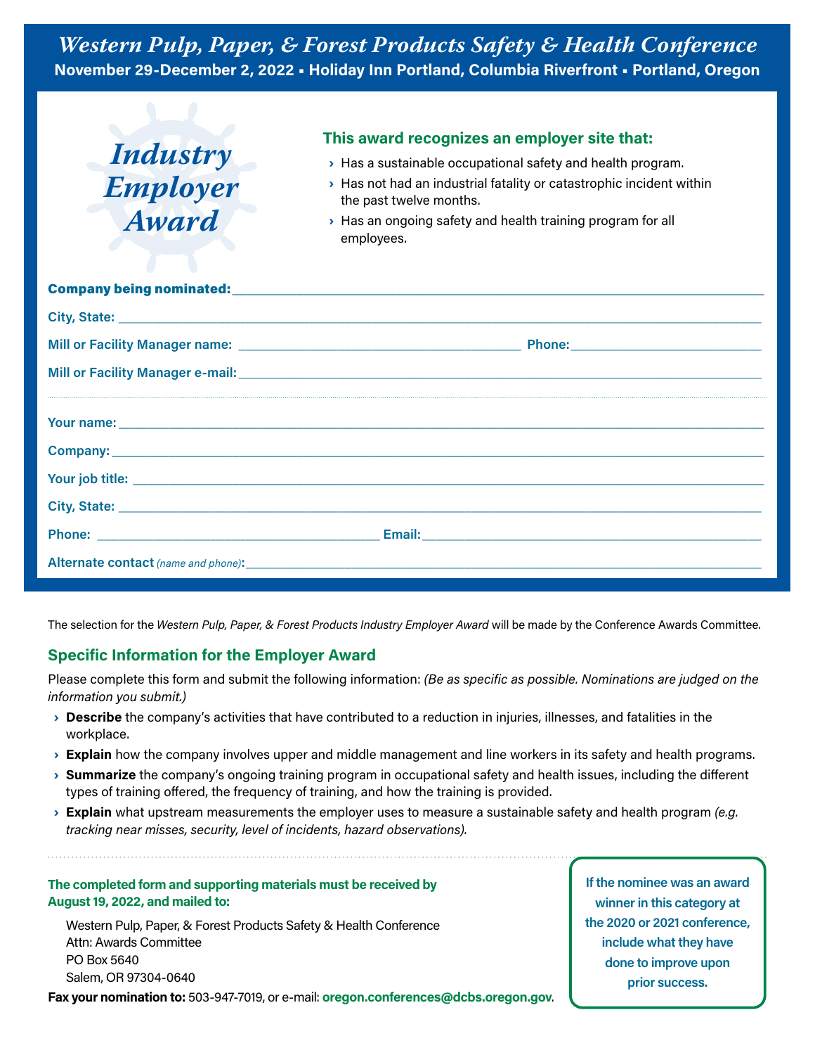# *Western Pulp, Paper, & Forest Products Safety & Health Conference*

**November 29-December 2, 2022 ▪ Holiday Inn Portland, Columbia Riverfront ▪ Portland, Oregon**

## *Industry Employer Award*

### This award recognizes an employer site that:

- Has a sustainable occupational safety and health program.
- Has not had an industrial fatality or catastrophic incident within the past twelve months.
- Has an ongoing safety and health training program for all employees.

**Company being nominated:** ______________________________

**City, State:** ______________________________

**Mill or Facility Manager name:** ______________________ **Phone:** ______________

**Mill or Facility Manager e-mail:** ______________________________

---

**Your name:** ______________________________

**Company:** ______________________________

**Your job title:** ______________________________

**City, State:** ______________________________

**Phone:** ______________________ **Email:** ______________________

**Alternate contact** *(name and phone)*: ______________________________

The selection for the *Western Pulp, Paper, & Forest Products Industry Employer Award* will be made by the Conference Awards Committee.

## Specific Information for the Employer Award

Please complete this form and submit the following information: *(Be as specific as possible. Nominations are judged on the information you submit.)*

- **Describe** the company's activities that have contributed to a reduction in injuries, illnesses, and fatalities in the workplace.
- **Explain** how the company involves upper and middle management and line workers in its safety and health programs.
- **Summarize** the company's ongoing training program in occupational safety and health issues, including the different types of training offered, the frequency of training, and how the training is provided.
- **Explain** what upstream measurements the employer uses to measure a sustainable safety and health program *(e.g. tracking near misses, security, level of incidents, hazard observations).*

---

**The completed form and supporting materials must be received by August 19, 2022, and mailed to:**

Western Pulp, Paper, & Forest Products Safety & Health Conference
Attn: Awards Committee
PO Box 5640
Salem, OR 97304-0640

**Fax your nomination to:** 503-947-7019, or e-mail: **oregon.conferences@dcbs.oregon.gov**.

**If the nominee was an award winner in this category at the 2020 or 2021 conference, include what they have done to improve upon prior success.**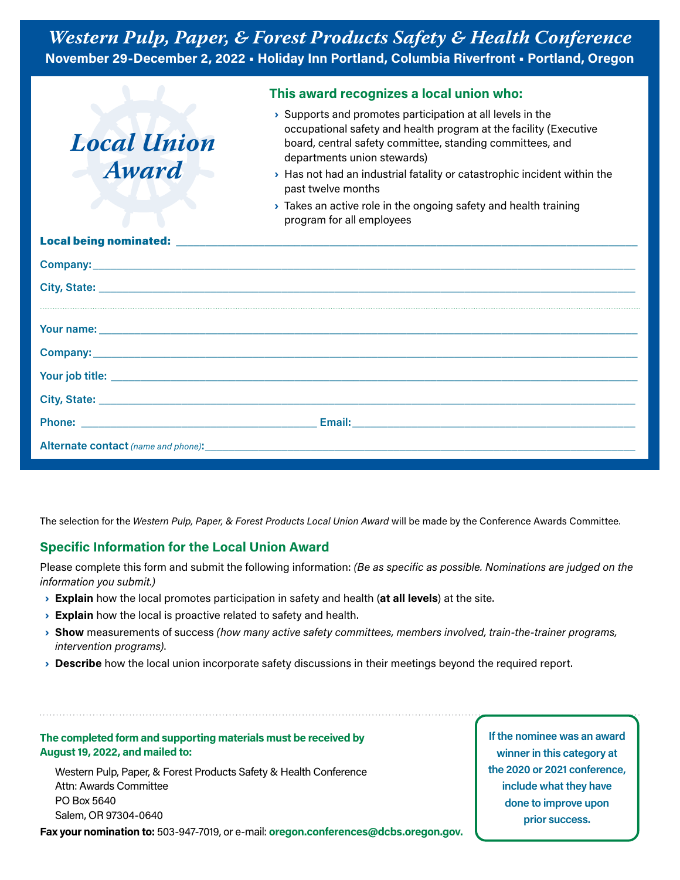# Western Pulp, Paper, & Forest Products Safety & Health Conference

**November 29-December 2, 2022 ▪ Holiday Inn Portland, Columbia Riverfront ▪ Portland, Oregon**

## *Local Union Award*

### This award recognizes a local union who:

- Supports and promotes participation at all levels in the occupational safety and health program at the facility (Executive board, central safety committee, standing committees, and departments union stewards)
- Has not had an industrial fatality or catastrophic incident within the past twelve months
- Takes an active role in the ongoing safety and health training program for all employees

**Local being nominated:** ____________________

**Company:** ____________________

**City, State:** ____________________

---

**Your name:** ____________________

**Company:** ____________________

**Your job title:** ____________________

**City, State:** ____________________

**Phone:** ____________________ **Email:** ____________________

**Alternate contact** *(name and phone)*: ____________________

The selection for the *Western Pulp, Paper, & Forest Products Local Union Award* will be made by the Conference Awards Committee.

## Specific Information for the Local Union Award

Please complete this form and submit the following information: *(Be as specific as possible. Nominations are judged on the information you submit.)*

- **Explain** how the local promotes participation in safety and health (**at all levels**) at the site.
- **Explain** how the local is proactive related to safety and health.
- **Show** measurements of success *(how many active safety committees, members involved, train-the-trainer programs, intervention programs)*.
- **Describe** how the local union incorporate safety discussions in their meetings beyond the required report.

**The completed form and supporting materials must be received by August 19, 2022, and mailed to:**

Western Pulp, Paper, & Forest Products Safety & Health Conference
Attn: Awards Committee
PO Box 5640
Salem, OR 97304-0640

**Fax your nomination to:** 503-947-7019, or e-mail: **oregon.conferences@dcbs.oregon.gov.**

**If the nominee was an award winner in this category at the 2020 or 2021 conference, include what they have done to improve upon prior success.**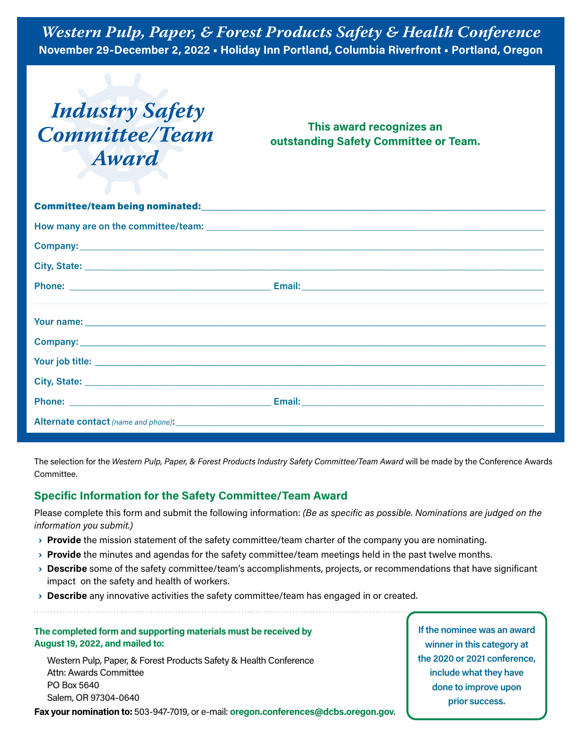*Western Pulp, Paper, & Forest Products Safety & Health Conference*

**November 29-December 2, 2022 ▪ Holiday Inn Portland, Columbia Riverfront ▪ Portland, Oregon**

# *Industry Safety Committee/Team Award*

**This award recognizes an outstanding Safety Committee or Team.**

**Committee/team being nominated:** ______________________________

How many are on the committee/team: ______________________________

Company: ______________________________

City, State: ______________________________

Phone: ____________________ Email: ____________________

Your name: ______________________________

Company: ______________________________

Your job title: ______________________________

City, State: ______________________________

Phone: ____________________ Email: ____________________

Alternate contact *(name and phone)*: ______________________________

The selection for the *Western Pulp, Paper, & Forest Products Industry Safety Committee/Team Award* will be made by the Conference Awards Committee.

## Specific Information for the Safety Committee/Team Award

Please complete this form and submit the following information: *(Be as specific as possible. Nominations are judged on the information you submit.)*

- **Provide** the mission statement of the safety committee/team charter of the company you are nominating.
- **Provide** the minutes and agendas for the safety committee/team meetings held in the past twelve months.
- **Describe** some of the safety committee/team's accomplishments, projects, or recommendations that have significant impact on the safety and health of workers.
- **Describe** any innovative activities the safety committee/team has engaged in or created.

**The completed form and supporting materials must be received by August 19, 2022, and mailed to:**

Western Pulp, Paper, & Forest Products Safety & Health Conference
Attn: Awards Committee
PO Box 5640
Salem, OR 97304-0640

**Fax your nomination to:** 503-947-7019, or e-mail: **oregon.conferences@dcbs.oregon.gov**.

**If the nominee was an award winner in this category at the 2020 or 2021 conference, include what they have done to improve upon prior success.**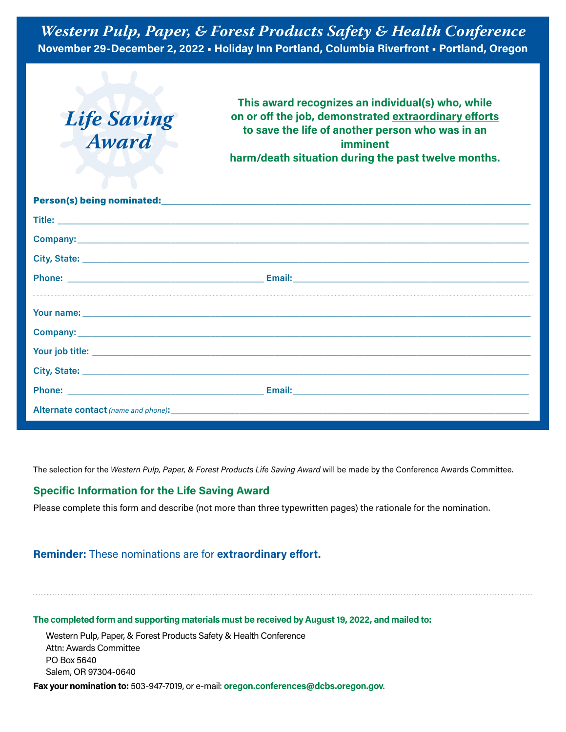*Western Pulp, Paper, & Forest Products Safety & Health Conference*

**November 29-December 2, 2022 ▪ Holiday Inn Portland, Columbia Riverfront ▪ Portland, Oregon**

# *Life Saving Award*

**This award recognizes an individual(s) who, while on or off the job, demonstrated extraordinary efforts to save the life of another person who was in an imminent harm/death situation during the past twelve months.**

**Person(s) being nominated:**\_\_\_\_\_\_\_\_\_\_\_\_\_\_\_\_\_\_\_\_\_\_\_\_\_\_\_\_\_\_\_\_\_\_\_\_

**Title:** \_\_\_\_\_\_\_\_\_\_\_\_\_\_\_\_\_\_\_\_\_\_\_\_\_\_\_\_\_\_\_\_\_\_\_\_

**Company:**\_\_\_\_\_\_\_\_\_\_\_\_\_\_\_\_\_\_\_\_\_\_\_\_\_\_\_\_\_\_\_\_\_\_\_\_

**City, State:** \_\_\_\_\_\_\_\_\_\_\_\_\_\_\_\_\_\_\_\_\_\_\_\_\_\_\_\_\_\_\_\_\_\_\_\_

**Phone:** \_\_\_\_\_\_\_\_\_\_\_\_\_\_\_\_\_\_ **Email:**\_\_\_\_\_\_\_\_\_\_\_\_\_\_\_\_\_\_

---

**Your name:**\_\_\_\_\_\_\_\_\_\_\_\_\_\_\_\_\_\_\_\_\_\_\_\_\_\_\_\_\_\_\_\_\_\_\_\_

**Company:**\_\_\_\_\_\_\_\_\_\_\_\_\_\_\_\_\_\_\_\_\_\_\_\_\_\_\_\_\_\_\_\_\_\_\_\_

**Your job title:** \_\_\_\_\_\_\_\_\_\_\_\_\_\_\_\_\_\_\_\_\_\_\_\_\_\_\_\_\_\_\_\_\_\_\_\_

**City, State:** \_\_\_\_\_\_\_\_\_\_\_\_\_\_\_\_\_\_\_\_\_\_\_\_\_\_\_\_\_\_\_\_\_\_\_\_

**Phone:** \_\_\_\_\_\_\_\_\_\_\_\_\_\_\_\_\_\_ **Email:**\_\_\_\_\_\_\_\_\_\_\_\_\_\_\_\_\_\_

**Alternate contact** *(name and phone)*:\_\_\_\_\_\_\_\_\_\_\_\_\_\_\_\_\_\_\_\_\_\_\_\_\_\_\_\_\_\_\_\_\_\_\_\_

The selection for the *Western Pulp, Paper, & Forest Products Life Saving Award* will be made by the Conference Awards Committee.

## Specific Information for the Life Saving Award

Please complete this form and describe (not more than three typewritten pages) the rationale for the nomination.

**Reminder:** These nominations are for **extraordinary effort**.

---

**The completed form and supporting materials must be received by August 19, 2022, and mailed to:**

Western Pulp, Paper, & Forest Products Safety & Health Conference
Attn: Awards Committee
PO Box 5640
Salem, OR 97304-0640

**Fax your nomination to:** 503-947-7019, or e-mail: **oregon.conferences@dcbs.oregon.gov**.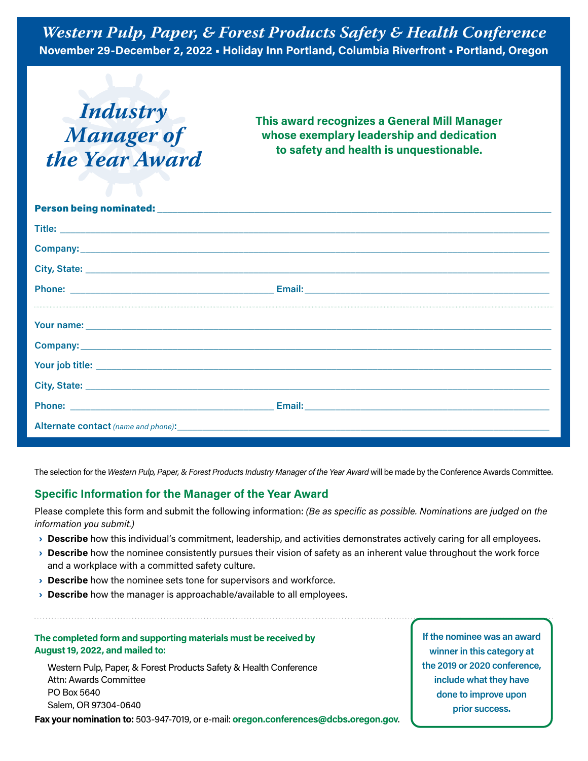*Western Pulp, Paper, & Forest Products Safety & Health Conference*

**November 29-December 2, 2022 ▪ Holiday Inn Portland, Columbia Riverfront ▪ Portland, Oregon**

# *Industry Manager of the Year Award*

**This award recognizes a General Mill Manager whose exemplary leadership and dedication to safety and health is unquestionable.**

**Person being nominated:** ______________________________

**Title:** ______________________________

**Company:** ______________________________

**City, State:** ______________________________

**Phone:** ____________________ **Email:** ____________________

**Your name:** ______________________________

**Company:** ______________________________

**Your job title:** ______________________________

**City, State:** ______________________________

**Phone:** ____________________ **Email:** ____________________

**Alternate contact** *(name and phone)***:** ______________________________

The selection for the *Western Pulp, Paper, & Forest Products Industry Manager of the Year Award* will be made by the Conference Awards Committee.

## Specific Information for the Manager of the Year Award

Please complete this form and submit the following information: *(Be as specific as possible. Nominations are judged on the information you submit.)*

- **Describe** how this individual's commitment, leadership, and activities demonstrates actively caring for all employees.
- **Describe** how the nominee consistently pursues their vision of safety as an inherent value throughout the work force and a workplace with a committed safety culture.
- **Describe** how the nominee sets tone for supervisors and workforce.
- **Describe** how the manager is approachable/available to all employees.

**The completed form and supporting materials must be received by August 19, 2022, and mailed to:**

Western Pulp, Paper, & Forest Products Safety & Health Conference
Attn: Awards Committee
PO Box 5640
Salem, OR 97304-0640

**Fax your nomination to:** 503-947-7019, or e-mail: **oregon.conferences@dcbs.oregon.gov**.

**If the nominee was an award winner in this category at the 2019 or 2020 conference, include what they have done to improve upon prior success.**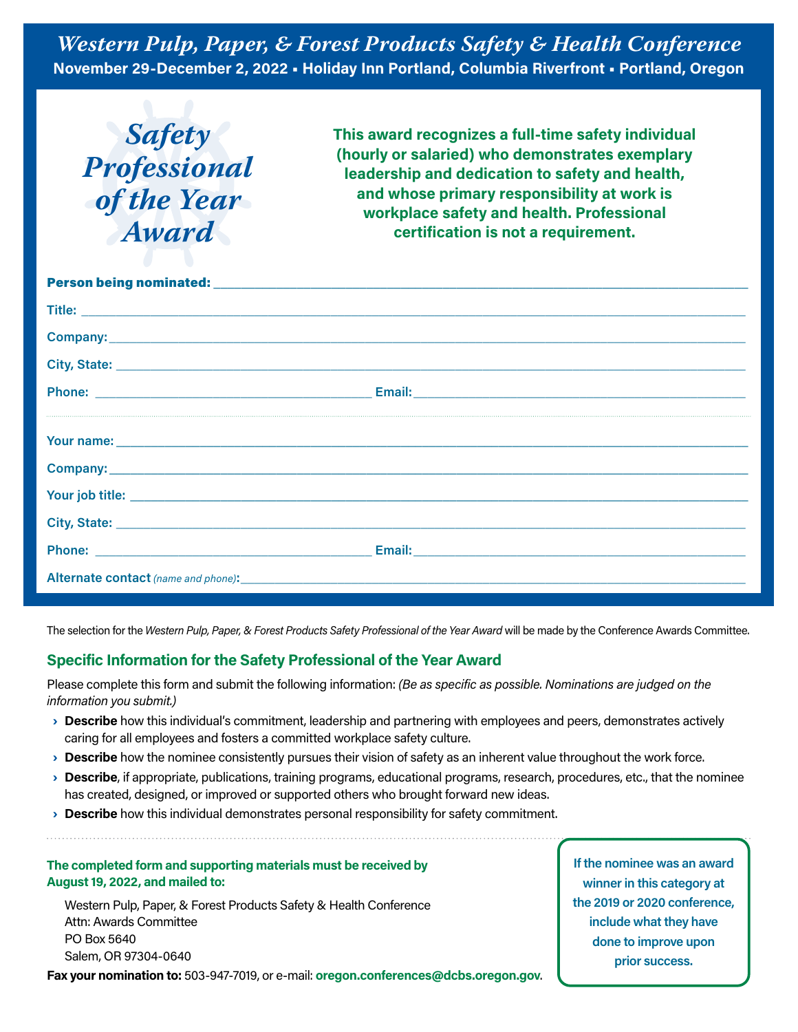*Western Pulp, Paper, & Forest Products Safety & Health Conference*

**November 29-December 2, 2022 ▪ Holiday Inn Portland, Columbia Riverfront ▪ Portland, Oregon**

# *Safety Professional of the Year Award*

**This award recognizes a full-time safety individual (hourly or salaried) who demonstrates exemplary leadership and dedication to safety and health, and whose primary responsibility at work is workplace safety and health. Professional certification is not a requirement.**

**Person being nominated:** ______________________________

Title: ______________________________

Company: ______________________________

City, State: ______________________________

Phone: ____________________ Email: ____________________

---

Your name: ______________________________

Company: ______________________________

Your job title: ______________________________

City, State: ______________________________

Phone: ____________________ Email: ____________________

Alternate contact *(name and phone)*: ______________________________

The selection for the *Western Pulp, Paper, & Forest Products Safety Professional of the Year Award* will be made by the Conference Awards Committee.

## Specific Information for the Safety Professional of the Year Award

Please complete this form and submit the following information: *(Be as specific as possible. Nominations are judged on the information you submit.)*

- **Describe** how this individual's commitment, leadership and partnering with employees and peers, demonstrates actively caring for all employees and fosters a committed workplace safety culture.
- **Describe** how the nominee consistently pursues their vision of safety as an inherent value throughout the work force.
- **Describe**, if appropriate, publications, training programs, educational programs, research, procedures, etc., that the nominee has created, designed, or improved or supported others who brought forward new ideas.
- **Describe** how this individual demonstrates personal responsibility for safety commitment.

**The completed form and supporting materials must be received by August 19, 2022, and mailed to:**

Western Pulp, Paper, & Forest Products Safety & Health Conference
Attn: Awards Committee
PO Box 5640
Salem, OR 97304-0640

**Fax your nomination to:** 503-947-7019, or e-mail: **oregon.conferences@dcbs.oregon.gov**.

**If the nominee was an award winner in this category at the 2019 or 2020 conference, include what they have done to improve upon prior success.**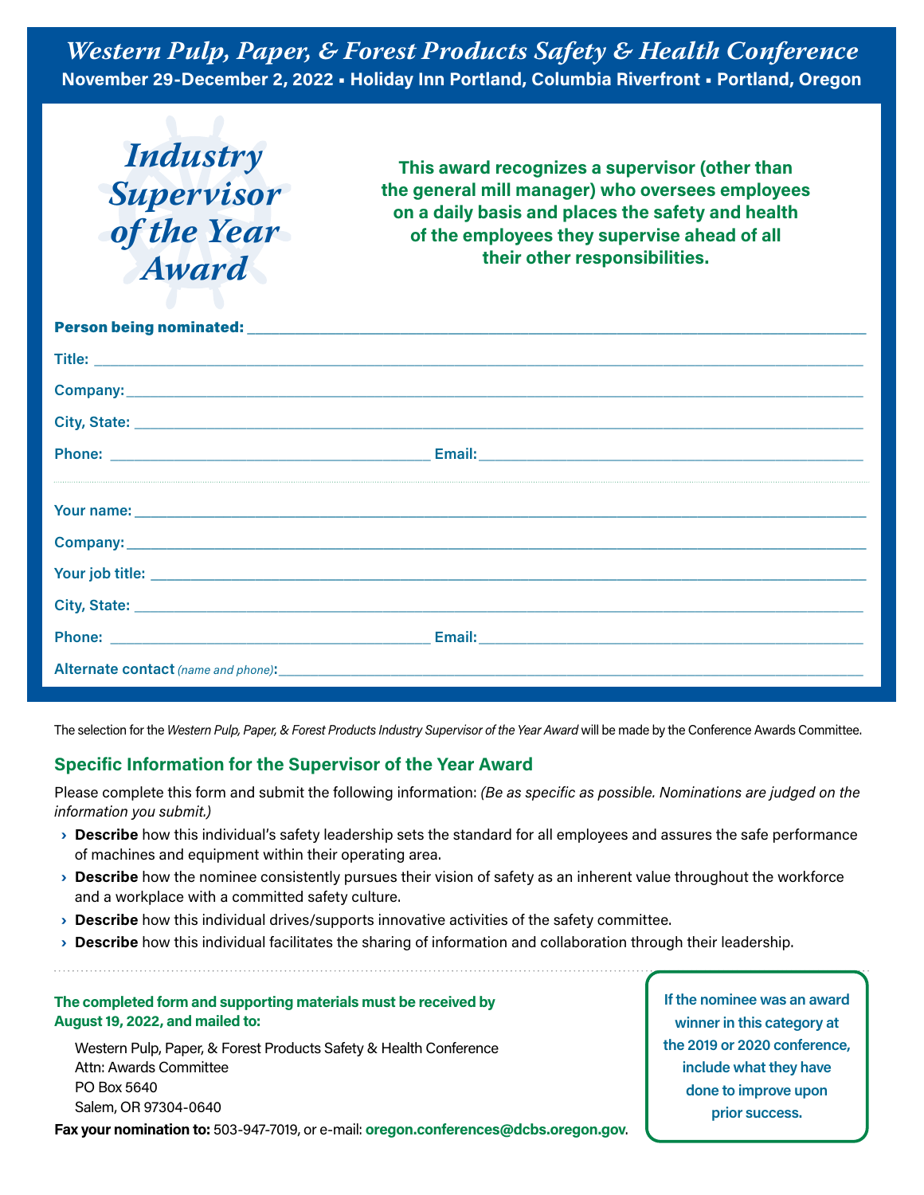*Western Pulp, Paper, & Forest Products Safety & Health Conference*

**November 29-December 2, 2022 ▪ Holiday Inn Portland, Columbia Riverfront ▪ Portland, Oregon**

# *Industry Supervisor of the Year Award*

**This award recognizes a supervisor (other than the general mill manager) who oversees employees on a daily basis and places the safety and health of the employees they supervise ahead of all their other responsibilities.**

**Person being nominated:** ______________________________________________

**Title:** ______________________________________________

**Company:** ______________________________________________

**City, State:** ______________________________________________

**Phone:** ______________________ **Email:** ______________________

---

**Your name:** ______________________________________________

**Company:** ______________________________________________

**Your job title:** ______________________________________________

**City, State:** ______________________________________________

**Phone:** ______________________ **Email:** ______________________

**Alternate contact** *(name and phone)***:** ______________________________________________

The selection for the *Western Pulp, Paper, & Forest Products Industry Supervisor of the Year Award* will be made by the Conference Awards Committee.

## Specific Information for the Supervisor of the Year Award

Please complete this form and submit the following information: *(Be as specific as possible. Nominations are judged on the information you submit.)*

- **Describe** how this individual's safety leadership sets the standard for all employees and assures the safe performance of machines and equipment within their operating area.
- **Describe** how the nominee consistently pursues their vision of safety as an inherent value throughout the workforce and a workplace with a committed safety culture.
- **Describe** how this individual drives/supports innovative activities of the safety committee.
- **Describe** how this individual facilitates the sharing of information and collaboration through their leadership.

**The completed form and supporting materials must be received by August 19, 2022, and mailed to:**

Western Pulp, Paper, & Forest Products Safety & Health Conference
Attn: Awards Committee
PO Box 5640
Salem, OR 97304-0640

**Fax your nomination to:** 503-947-7019, or e-mail: **oregon.conferences@dcbs.oregon.gov**.

**If the nominee was an award winner in this category at the 2019 or 2020 conference, include what they have done to improve upon prior success.**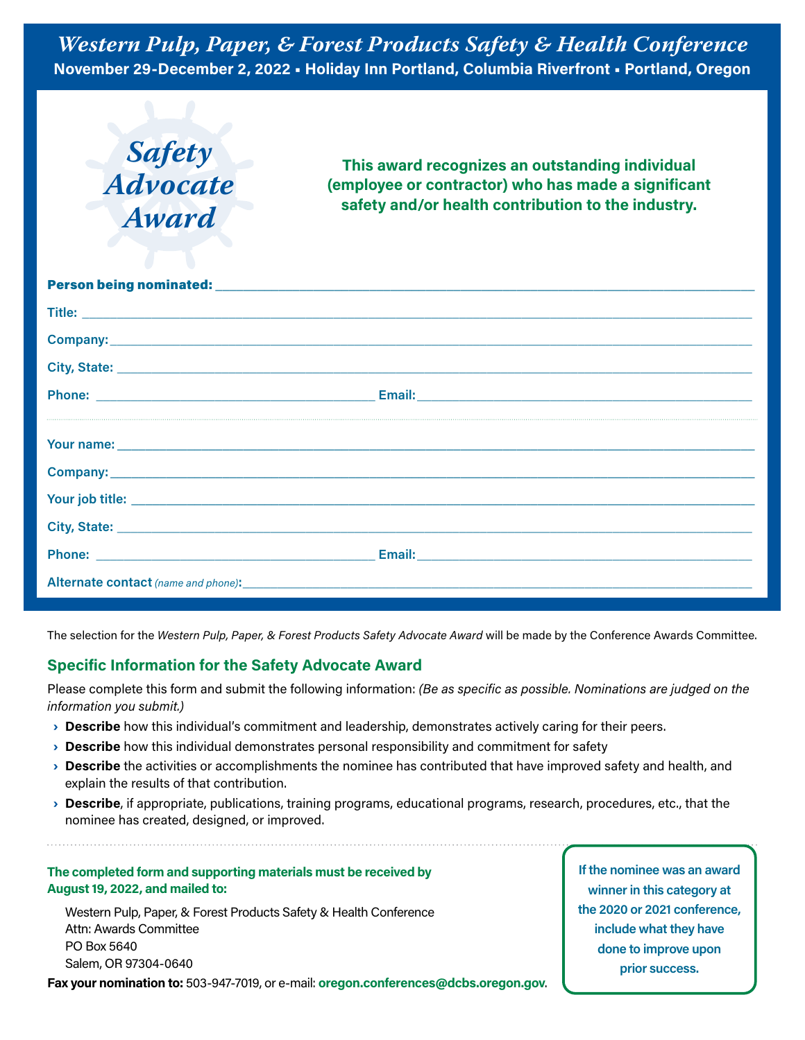*Western Pulp, Paper, & Forest Products Safety & Health Conference*

**November 29-December 2, 2022 ▪ Holiday Inn Portland, Columbia Riverfront ▪ Portland, Oregon**

# *Safety Advocate Award*

**This award recognizes an outstanding individual (employee or contractor) who has made a significant safety and/or health contribution to the industry.**

**Person being nominated:** ______________________________

**Title:** ______________________________

**Company:** ______________________________

**City, State:** ______________________________

**Phone:** ____________________ **Email:** ____________________

**Your name:** ______________________________

**Company:** ______________________________

**Your job title:** ______________________________

**City, State:** ______________________________

**Phone:** ____________________ **Email:** ____________________

**Alternate contact** *(name and phone)***:** ______________________________

The selection for the *Western Pulp, Paper, & Forest Products Safety Advocate Award* will be made by the Conference Awards Committee.

## Specific Information for the Safety Advocate Award

Please complete this form and submit the following information: *(Be as specific as possible. Nominations are judged on the information you submit.)*

- **Describe** how this individual's commitment and leadership, demonstrates actively caring for their peers.
- **Describe** how this individual demonstrates personal responsibility and commitment for safety
- **Describe** the activities or accomplishments the nominee has contributed that have improved safety and health, and explain the results of that contribution.
- **Describe**, if appropriate, publications, training programs, educational programs, research, procedures, etc., that the nominee has created, designed, or improved.

**The completed form and supporting materials must be received by August 19, 2022, and mailed to:**

Western Pulp, Paper, & Forest Products Safety & Health Conference
Attn: Awards Committee
PO Box 5640
Salem, OR 97304-0640

**Fax your nomination to:** 503-947-7019, or e-mail: **oregon.conferences@dcbs.oregon.gov**.

**If the nominee was an award winner in this category at the 2020 or 2021 conference, include what they have done to improve upon prior success.**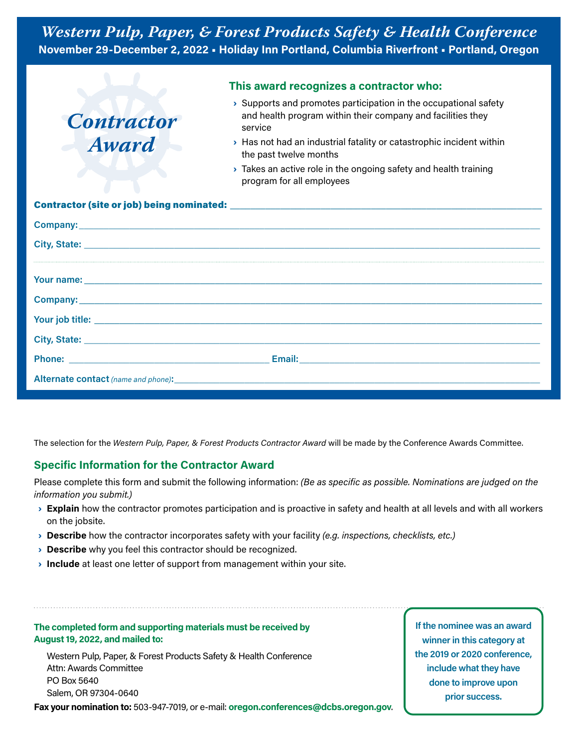## *Western Pulp, Paper, & Forest Products Safety & Health Conference*

**November 29-December 2, 2022 ▪ Holiday Inn Portland, Columbia Riverfront ▪ Portland, Oregon**

# *Contractor Award*

### This award recognizes a contractor who:

- Supports and promotes participation in the occupational safety and health program within their company and facilities they service
- Has not had an industrial fatality or catastrophic incident within the past twelve months
- Takes an active role in the ongoing safety and health training program for all employees

**Contractor (site or job) being nominated:** ______________________________

**Company:** ______________________________

**City, State:** ______________________________

---

**Your name:** ______________________________

**Company:** ______________________________

**Your job title:** ______________________________

**City, State:** ______________________________

**Phone:** ____________________ **Email:** ____________________

**Alternate contact** *(name and phone)*: ______________________________

The selection for the *Western Pulp, Paper, & Forest Products Contractor Award* will be made by the Conference Awards Committee.

### Specific Information for the Contractor Award

Please complete this form and submit the following information: *(Be as specific as possible. Nominations are judged on the information you submit.)*

- **Explain** how the contractor promotes participation and is proactive in safety and health at all levels and with all workers on the jobsite.
- **Describe** how the contractor incorporates safety with your facility *(e.g. inspections, checklists, etc.)*
- **Describe** why you feel this contractor should be recognized.
- **Include** at least one letter of support from management within your site.

**The completed form and supporting materials must be received by August 19, 2022, and mailed to:**

Western Pulp, Paper, & Forest Products Safety & Health Conference
Attn: Awards Committee
PO Box 5640
Salem, OR 97304-0640

**Fax your nomination to:** 503-947-7019, or e-mail: **oregon.conferences@dcbs.oregon.gov**.

**If the nominee was an award winner in this category at the 2019 or 2020 conference, include what they have done to improve upon prior success.**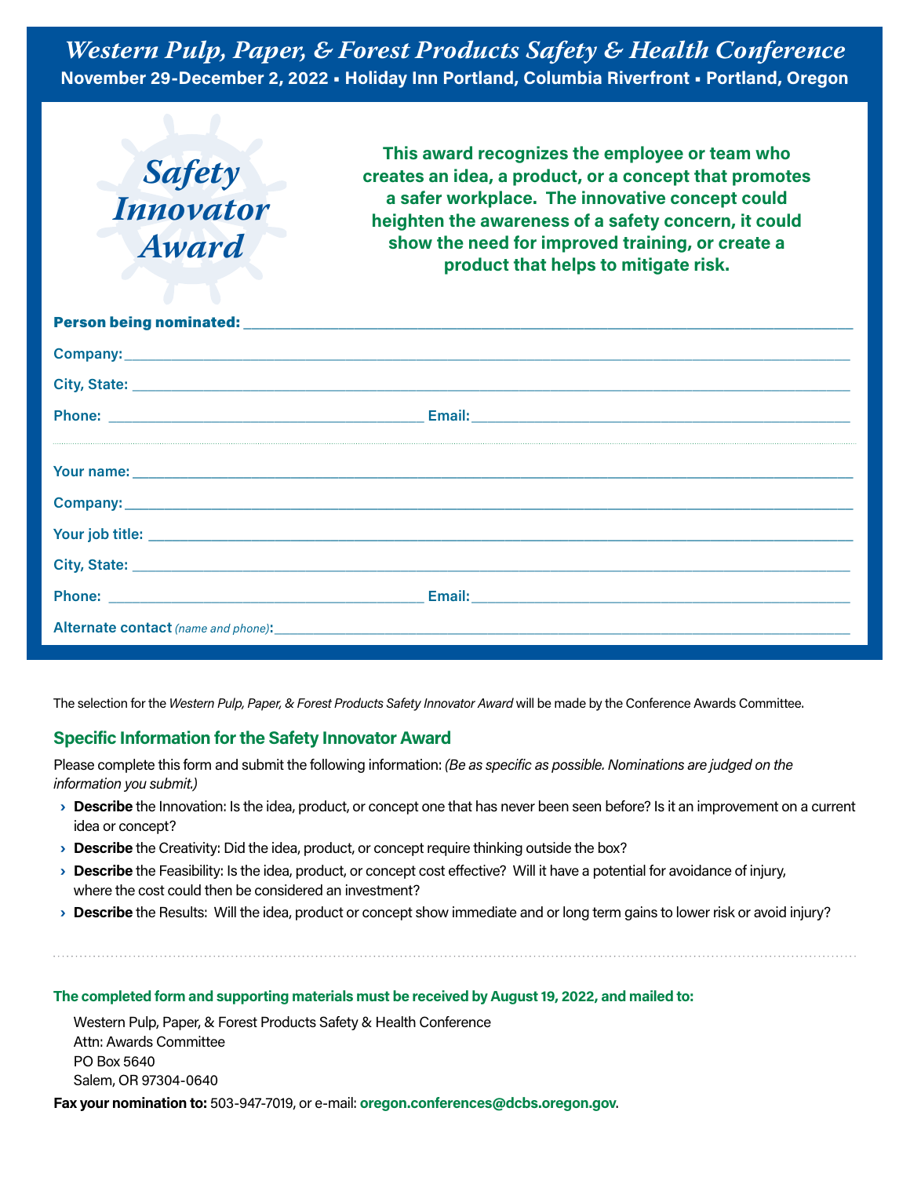# Western Pulp, Paper, & Forest Products Safety & Health Conference

**November 29-December 2, 2022 ▪ Holiday Inn Portland, Columbia Riverfront ▪ Portland, Oregon**

## *Safety Innovator Award*

**This award recognizes the employee or team who creates an idea, a product, or a concept that promotes a safer workplace. The innovative concept could heighten the awareness of a safety concern, it could show the need for improved training, or create a product that helps to mitigate risk.**

**Person being nominated:** ______________________________

Company: ______________________________

City, State: ______________________________

Phone: ____________________ Email: ____________________

Your name: ______________________________

Company: ______________________________

Your job title: ______________________________

City, State: ______________________________

Phone: ____________________ Email: ____________________

Alternate contact *(name and phone)*: ______________________________

The selection for the *Western Pulp, Paper, & Forest Products Safety Innovator Award* will be made by the Conference Awards Committee.

### Specific Information for the Safety Innovator Award

Please complete this form and submit the following information: *(Be as specific as possible. Nominations are judged on the information you submit.)*

- **Describe** the Innovation: Is the idea, product, or concept one that has never been seen before? Is it an improvement on a current idea or concept?
- **Describe** the Creativity: Did the idea, product, or concept require thinking outside the box?
- **Describe** the Feasibility: Is the idea, product, or concept cost effective? Will it have a potential for avoidance of injury, where the cost could then be considered an investment?
- **Describe** the Results: Will the idea, product or concept show immediate and or long term gains to lower risk or avoid injury?

**The completed form and supporting materials must be received by August 19, 2022, and mailed to:**

Western Pulp, Paper, & Forest Products Safety & Health Conference
Attn: Awards Committee
PO Box 5640
Salem, OR 97304-0640

**Fax your nomination to:** 503-947-7019, or e-mail: **oregon.conferences@dcbs.oregon.gov**.